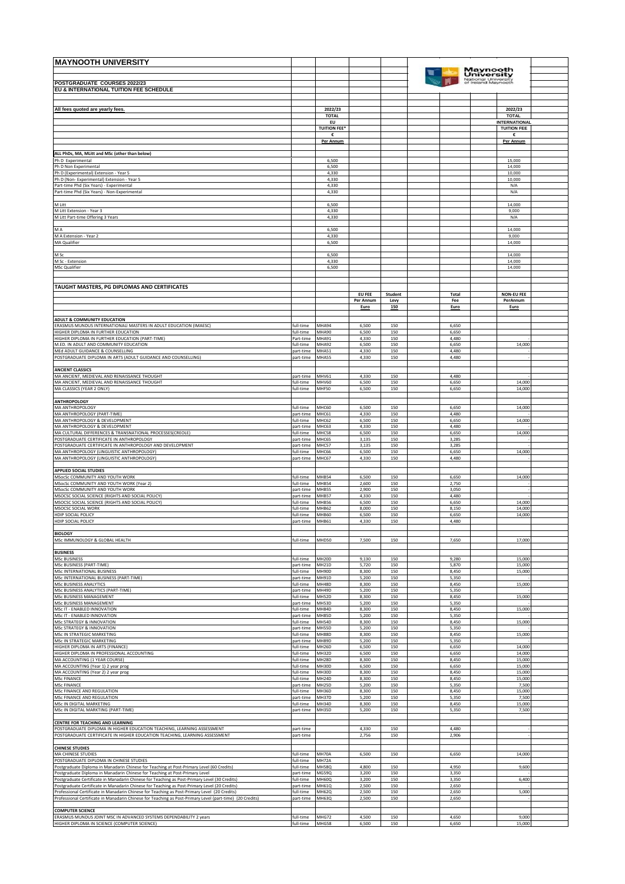# MAYNOOTH UNIVERSITY

## POSTGRADUATE COURSES 2022/23

### EU & INTERNATIONAL TUITION FEE SCHEDULE

**All fees quoted are yearly fees.**

| | 2022/23 TOTAL EU TUITION FEE* € Per Annum | 2022/23 TOTAL INTERNATIONAL TUITION FEE € Per Annum |
|---|---|---|
| **ALL PhDs, MA, MLitt and MSc (other than below)** | | |
| Ph D Experimental | 6,500 | 15,000 |
| Ph D Non Experimental | 6,500 | 14,000 |
| Ph D (Experimental) Extension - Year 5 | 4,330 | 10,000 |
| Ph D (Non- Experimental) Extension - Year 5 | 4,330 | 10,000 |
| Part-time Phd (Six Years) - Experimental | 4,330 | N/A |
| Part-time Phd (Six Years) - Non-Experimental | 4,330 | N/A |
| M Litt | 6,500 | 14,000 |
| M Litt Extension - Year 3 | 4,330 | 9,000 |
| M Litt Part-time Offering 3 Years | 4,330 | N/A |
| M A | 6,500 | 14,000 |
| M A Extension - Year 2 | 4,330 | 9,000 |
| MA Qualifier | 6,500 | 14,000 |
| M Sc | 6,500 | 14,000 |
| M Sc - Extension | 4,330 | 14,000 |
| MSc Qualifier | 6,500 | 14,000 |

## TAUGHT MASTERS, PG DIPLOMAS AND CERTIFICATES

| | | | EU FEE Per Annum Euro | Student Levy 150 | Total Fee Euro | NON-EU FEE PerAnnum Euro |
|---|---|---|---|---|---|---|
| **ADULT & COMMUNITY EDUCATION** | | | | | | |
| ERASMUS MUNDUS INTERNATIONALl MASTERS IN ADULT EDUCATION (IMAESC) | full-time | MHA94 | 6,500 | 150 | 6,650 | |
| HIGHER DIPLOMA IN FURTHER EDUCATION | full-time | MHA90 | 6,500 | 150 | 6,650 | |
| HIGHER DIPLOMA IN FURTHER EDUCATION (PART-TIME) | Part-time | MHA91 | 4,330 | 150 | 4,480 | |
| M.ED. IN ADULT AND COMMUNITY EDUCATION | full-time | MHA92 | 6,500 | 150 | 6,650 | 14,000 |
| MEd ADULT GUIDANCE & COUNSELLING | part-time | MHA51 | 4,330 | 150 | 4,480 | - |
| POSTGRADUATE DIPLOMA IN ARTS (ADULT GUIDANCE AND COUNSELLING) | part-time | MHA55 | 4,330 | 150 | 4,480 | - |
| **ANCIENT CLASSICS** | | | | | | |
| MA ANCIENT, MEDIEVAL AND RENAISSANCE THOUGHT | part-time | MHV61 | 4,330 | 150 | 4,480 | - |
| MA ANCIENT, MEDIEVAL AND RENAISSANCE THOUGHT | full-time | MHV60 | 6,500 | 150 | 6,650 | 14,000 |
| MA CLASSICS (YEAR 2 ONLY) | full-time | MHF50 | 6,500 | 150 | 6,650 | 14,000 |
| **ANTHROPOLOGY** | | | | | | |
| MA ANTHROPOLOGY | full-time | MHC60 | 6,500 | 150 | 6,650 | 14,000 |
| MA ANTHROPOLOGY (PART-TIME) | part-time | MHC61 | 4,330 | 150 | 4,480 | - |
| MA ANTHROPOLOGY & DEVELOPMENT | full-time | MHC62 | 6,500 | 150 | 6,650 | 14,000 |
| MA ANTHROPOLOGY & DEVELOPMENT | part-time | MHC63 | 4,330 | 150 | 4,480 | - |
| MA CULTURAL DIFFERENCES & TRANSNATIONAL PROCESSES(CREOLE) | full-time | MHC58 | 6,500 | 150 | 6,650 | 14,000 |
| POSTGRADUATE CERTIFICATE IN ANTHROPOLOGY | part-time | MHC65 | 3,135 | 150 | 3,285 | - |
| POSTGRADUATE CERTIFICATE IN ANTHROPOLOGY AND DEVELOPMENT | part-time | MHC57 | 3,135 | 150 | 3,285 | - |
| MA ANTHROPOLOGY (LINGUISTIC ANTHROPOLOGY) | full-time | MHC66 | 6,500 | 150 | 6,650 | 14,000 |
| MA ANTHROPOLOGY (LINGUISTIC ANTHROPOLOGY) | part-time | MHC67 | 4,330 | 150 | 4,480 | - |
| **APPLIED SOCIAL STUDIES** | | | | | | |
| MSocSc COMMUNITY AND YOUTH WORK | full-time | MHB54 | 6,500 | 150 | 6,650 | 14,000 |
| MSocSc COMMUNITY AND YOUTH WORK (Year 2) | full-time | MHB54 | 2,600 | 150 | 2,750 | - |
| MSocSc COMMUNITY AND YOUTH WORK | part-time | MHB55 | 2,900 | 150 | 3,050 | - |
| MSOCSC SOCIAL SCIENCE (RIGHTS AND SOCIAL POLICY) | part-time | MHB57 | 4,330 | 150 | 4,480 | - |
| MSOCSC SOCIAL SCIENCE (RIGHTS AND SOCIAL POLICY) | full-time | MHB56 | 6,500 | 150 | 6,650 | 14,000 |
| MSOCSC SOCIAL WORK | full-time | MHB62 | 8,000 | 150 | 8,150 | 14,000 |
| HDIP SOCIAL POLICY | full-time | MHB60 | 6,500 | 150 | 6,650 | 14,000 |
| HDIP SOCIAL POLICY | part-time | MHB61 | 4,330 | 150 | 4,480 | |
| **BIOLOGY** | | | | | | |
| MSc IMMUNOLOGY & GLOBAL HEALTH | full-time | MHD50 | 7,500 | 150 | 7,650 | 17,000 |
| **BUSINESS** | | | | | | |
| MSc BUSINESS | full-time | MH20D | 9,130 | 150 | 9,280 | 15,000 |
| MSc BUSINESS (PART-TIME) | part-time | MH21D | 5,720 | 150 | 5,870 | 15,000 |
| MSc INTERNATIONAL BUSINESS | full-time | MH90D | 8,300 | 150 | 8,450 | 15,000 |
| MSc INTERNATIONAL BUSINESS (PART-TIME) | part-time | MH91D | 5,200 | 150 | 5,350 | - |
| MSc BUSINESS ANALYTICS | full-time | MH48D | 8,300 | 150 | 8,450 | 15,000 |
| MSc BUSINESS ANALYTICS (PART-TIME) | part-time | MH49D | 5,200 | 150 | 5,350 | - |
| MSc BUSINESS MANAGEMENT | full-time | MH52D | 8,300 | 150 | 8,450 | 15,000 |
| MSc BUSINESS MANAGEMENT | part-time | MH53D | 5,200 | 150 | 5,350 | - |
| MSc IT - ENABLED INNOVATION | full-time | MH84D | 8,300 | 150 | 8,450 | 15,000 |
| MSc IT - ENABLED INNOVATION | part-time | MH85D | 5,200 | 150 | 5,350 | - |
| MSc STRATEGY & INNOVATION | full-time | MH54D | 8,300 | 150 | 8,450 | 15,000 |
| MSc STRATEGY & INNOVATION | part-time | MH55D | 5,200 | 150 | 5,350 | - |
| MSc IN STRATEGIC MARKETING | full-time | MH88D | 8,300 | 150 | 8,450 | 15,000 |
| MSc IN STRATEGIC MARKETING | part-time | MH89D | 5,200 | 150 | 5,350 | - |
| HIGHER DIPLOMA IN ARTS (FINANCE) | full-time | MH26D | 6,500 | 150 | 6,650 | 14,000 |
| HIGHER DIPLOMA IN PROFESSIONAL ACCOUNTING | full-time | MH32D | 6,500 | 150 | 6,650 | 14,000 |
| MA ACCOUNTING (1 YEAR COURSE) | full-time | MH28D | 8,300 | 150 | 8,450 | 15,000 |
| MA ACCOUNTING (Year 1) 2 year prog | full-time | MH30D | 6,500 | 150 | 6,650 | 15,000 |
| MA ACCOUNTING (Year 2) 2 year prog | full-time | MH30D | 8,300 | 150 | 8,450 | 15,000 |
| MSc FINANCE | full-time | MH24D | 8,300 | 150 | 8,450 | 15,000 |
| MSc FINANCE | part-time | MH25D | 5,200 | 150 | 5,350 | 7,500 |
| MSc FINANCE AND REGULATION | full-time | MH36D | 8,300 | 150 | 8,450 | 15,000 |
| MSc FINANCE AND REGULATION | part-time | MH37D | 5,200 | 150 | 5,350 | 7,500 |
| MSc IN DIGITAL MARKETING | full-time | MH34D | 8,300 | 150 | 8,450 | 15,000 |
| MSc IN DIGITAL MARKTING (PART-TIME) | part-time | MH35D | 5,200 | 150 | 5,350 | 7,500 |
| **CENTRE FOR TEACHING AND LEARNING** | | | | | | |
| POSTGRADUATE DIPLOMA IN HIGHER EDUCATION TEACHING, LEARNING ASSESSMENT | part-time | | 4,330 | 150 | 4,480 | - |
| POSTGRADUATE CERTIFICATE IN HIGHER EDUCATION TEACHING, LEARNING ASSESSMENT | part-time | | 2,756 | 150 | 2,906 | - |
| **CHINESE STUDIES** | | | | | | |
| MA CHINESE STUDIES | full-time | MH70A | 6,500 | 150 | 6,650 | 14,000 |
| POSTGRADUATE DIPLOMA IN CHINESE STUDIES | full-time | MH72A | | | | |
| Postgraduate Diploma in Manadarin Chinese for Teaching at Post-Primary Level (60 Credits) | full-time | MH58Q | 4,800 | 150 | 4,950 | 9,600 |
| Postgraduate Diploma in Manadarin Chinese for Teaching at Post-Primary Level | part-time | MG59Q | 3,200 | 150 | 3,350 | - |
| Postgraduate Certificate in Manadarin Chinese for Teaching as Post-Primary Level (30 Credits) | full-time | MH60Q | 3,200 | 150 | 3,350 | 6,400 |
| Postgraduate Certificate in Manadarin Chinese for Teaching as Post-Primary Level (20 Credits) | part-time | MH61Q | 2,500 | 150 | 2,650 | - |
| Professional Certificate in Manadarin Chinese for Teaching as Post-Primary Level (20 Credits) | full-time | MH62Q | 2,500 | 150 | 2,650 | 5,000 |
| Professional Certificate in Manadarin Chinese for Teaching as Post-Primary Level (part-time) (20 Credits) | part-time | MH63Q | 2,500 | 150 | 2,650 | - |
| **COMPUTER SCIENCE** | | | | | | |
| ERASMUS MUNDUS JOINT MSC IN ADVANCED SYSTEMS DEPENDABILITY 2 years | full-time | MHG72 | 4,500 | 150 | 4,650 | 9,000 |
| HIGHER DIPLOMA IN SCIENCE (COMPUTER SCIENCE) | full-time | MHG58 | 6,500 | 150 | 6,650 | 15,000 |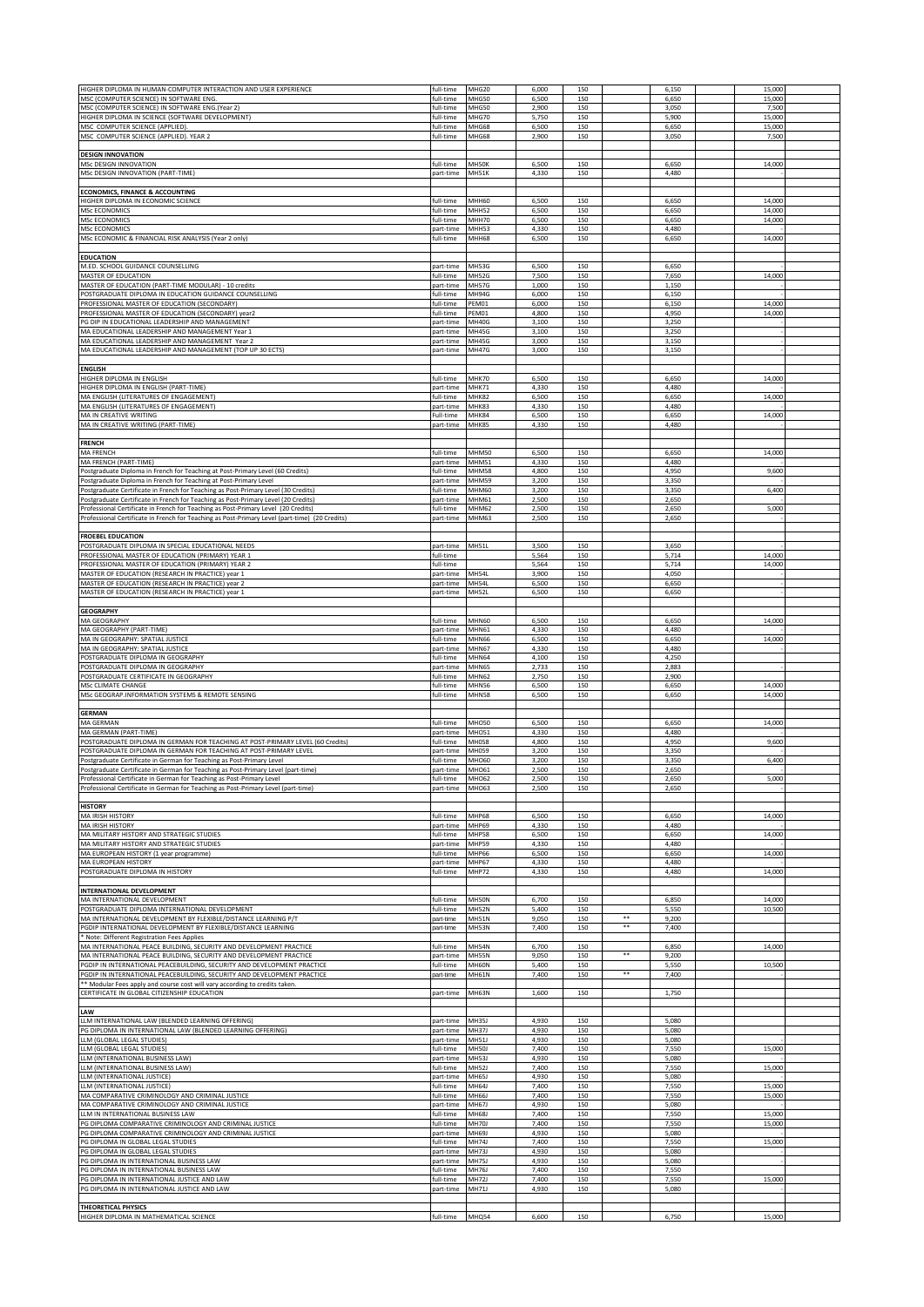| | | | | | | | | |
|---|---|---|---|---|---|---|---|---|
| HIGHER DIPLOMA IN HUMAN-COMPUTER INTERACTION AND USER EXPERIENCE | full-time | MHG20 | 6,000 | 150 | | 6,150 | | 15,000 |
| MSC (COMPUTER SCIENCE) IN SOFTWARE ENG. | full-time | MHG50 | 6,500 | 150 | | 6,650 | | 15,000 |
| MSC (COMPUTER SCIENCE) IN SOFTWARE ENG.(Year 2) | full-time | MHG50 | 2,900 | 150 | | 3,050 | | 7,500 |
| HIGHER DIPLOMA IN SCIENCE (SOFTWARE DEVELOPMENT) | full-time | MHG70 | 5,750 | 150 | | 5,900 | | 15,000 |
| MSC COMPUTER SCIENCE (APPLIED). | full-time | MHG68 | 6,500 | 150 | | 6,650 | | 15,000 |
| MSC COMPUTER SCIENCE (APPLIED). YEAR 2 | full-time | MHG68 | 2,900 | 150 | | 3,050 | | 7,500 |
| | | | | | | | | |
| **DESIGN INNOVATION** | | | | | | | | |
| MSc DESIGN INNOVATION | full-time | MH50K | 6,500 | 150 | | 6,650 | | 14,000 |
| MSc DESIGN INNOVATION (PART-TIME) | part-time | MH51K | 4,330 | 150 | | 4,480 | | - |
| | | | | | | | | |
| **ECONOMICS, FINANCE & ACCOUNTING** | | | | | | | | |
| HIGHER DIPLOMA IN ECONOMIC SCIENCE | full-time | MHH60 | 6,500 | 150 | | 6,650 | | 14,000 |
| MSc ECONOMICS | full-time | MHH52 | 6,500 | 150 | | 6,650 | | 14,000 |
| MSc ECONOMICS | full-time | MHH70 | 6,500 | 150 | | 6,650 | | 14,000 |
| MSc ECONOMICS | part-time | MHH53 | 4,330 | 150 | | 4,480 | | - |
| MSc ECONOMIC & FINANCIAL RISK ANALYSIS (Year 2 only) | full-time | MHH68 | 6,500 | 150 | | 6,650 | | 14,000 |
| | | | | | | | | |
| **EDUCATION** | | | | | | | | |
| M.ED. SCHOOL GUIDANCE COUNSELLING | part-time | MH53G | 6,500 | 150 | | 6,650 | | - |
| MASTER OF EDUCATION | full-time | MH52G | 7,500 | 150 | | 7,650 | | 14,000 |
| MASTER OF EDUCATION (PART-TIME MODULAR) - 10 credits | part-time | MH57G | 1,000 | 150 | | 1,150 | | - |
| POSTGRADUATE DIPLOMA IN EDUCATION GUIDANCE COUNSELLING | full-time | MH94G | 6,000 | 150 | | 6,150 | | - |
| PROFESSIONAL MASTER OF EDUCATION (SECONDARY) | full-time | PEM01 | 6,000 | 150 | | 6,150 | | 14,000 |
| PROFESSIONAL MASTER OF EDUCATION (SECONDARY) year2 | full-time | PEM01 | 4,800 | 150 | | 4,950 | | 14,000 |
| PG DIP IN EDUCATIONAL LEADERSHIP AND MANAGEMENT | part-time | MH40G | 3,100 | 150 | | 3,250 | | - |
| MA EDUCATIONAL LEADERSHIP AND MANAGEMENT Year 1 | part-time | MH45G | 3,100 | 150 | | 3,250 | | - |
| MA EDUCATIONAL LEADERSHIP AND MANAGEMENT Year 2 | part-time | MH45G | 3,000 | 150 | | 3,150 | | - |
| MA EDUCATIONAL LEADERSHIP AND MANAGEMENT (TOP UP 30 ECTS) | part-time | MH47G | 3,000 | 150 | | 3,150 | | - |
| | | | | | | | | |
| **ENGLISH** | | | | | | | | |
| HIGHER DIPLOMA IN ENGLISH | full-time | MHK70 | 6,500 | 150 | | 6,650 | | 14,000 |
| HIGHER DIPLOMA IN ENGLISH (PART-TIME) | part-time | MHK71 | 4,330 | 150 | | 4,480 | | - |
| MA ENGLISH (LITERATURES OF ENGAGEMENT) | full-time | MHK82 | 6,500 | 150 | | 6,650 | | 14,000 |
| MA ENGLISH (LITERATURES OF ENGAGEMENT) | part-time | MHK83 | 4,330 | 150 | | 4,480 | | - |
| MA IN CREATIVE WRITING | Full-time | MHK84 | 6,500 | 150 | | 6,650 | | 14,000 |
| MA IN CREATIVE WRITING (PART-TIME) | part-time | MHK85 | 4,330 | 150 | | 4,480 | | - |
| | | | | | | | | |
| **FRENCH** | | | | | | | | |
| MA FRENCH | full-time | MHM50 | 6,500 | 150 | | 6,650 | | 14,000 |
| MA FRENCH (PART-TIME) | part-time | MHM51 | 4,330 | 150 | | 4,480 | | - |
| Postgraduate Diploma in French for Teaching at Post-Primary Level (60 Credits) | full-time | MHM58 | 4,800 | 150 | | 4,950 | | 9,600 |
| Postgraduate Diploma in French for Teaching at Post-Primary Level | part-time | MHM59 | 3,200 | 150 | | 3,350 | | - |
| Postgraduate Certificate in French for Teaching as Post-Primary Level (30 Credits) | full-time | MHM60 | 3,200 | 150 | | 3,350 | | 6,400 |
| Postgraduate Certificate in French for Teaching as Post-Primary Level (20 Credits) | part-time | MHM61 | 2,500 | 150 | | 2,650 | | - |
| Professional Certificate in French for Teaching as Post-Primary Level (20 Credits) | full-time | MHM62 | 2,500 | 150 | | 2,650 | | 5,000 |
| Professional Certificate in French for Teaching as Post-Primary Level (part-time) (20 Credits) | part-time | MHM63 | 2,500 | 150 | | 2,650 | | - |
| | | | | | | | | |
| **FROEBEL EDUCATION** | | | | | | | | |
| POSTGRADUATE DIPLOMA IN SPECIAL EDUCATIONAL NEEDS | part-time | MH51L | 3,500 | 150 | | 3,650 | | - |
| PROFESSIONAL MASTER OF EDUCATION (PRIMARY) YEAR 1 | full-time | | 5,564 | 150 | | 5,714 | | 14,000 |
| PROFESSIONAL MASTER OF EDUCATION (PRIMARY) YEAR 2 | full-time | | 5,564 | 150 | | 5,714 | | 14,000 |
| MASTER OF EDUCATION (RESEARCH IN PRACTICE) year 1 | part-time | MH54L | 3,900 | 150 | | 4,050 | | - |
| MASTER OF EDUCATION (RESEARCH IN PRACTICE) year 2 | part-time | MH54L | 6,500 | 150 | | 6,650 | | - |
| MASTER OF EDUCATION (RESEARCH IN PRACTICE) year 1 | part-time | MH52L | 6,500 | 150 | | 6,650 | | - |
| | | | | | | | | |
| **GEOGRAPHY** | | | | | | | | |
| MA GEOGRAPHY | full-time | MHN60 | 6,500 | 150 | | 6,650 | | 14,000 |
| MA GEOGRAPHY (PART-TIME) | part-time | MHN61 | 4,330 | 150 | | 4,480 | | - |
| MA IN GEOGRAPHY: SPATIAL JUSTICE | full-time | MHN66 | 6,500 | 150 | | 6,650 | | 14,000 |
| MA IN GEOGRAPHY: SPATIAL JUSTICE | part-time | MHN67 | 4,330 | 150 | | 4,480 | | - |
| POSTGRADUATE DIPLOMA IN GEOGRAPHY | full-time | MHN64 | 4,100 | 150 | | 4,250 | | - |
| POSTGRADUATE DIPLOMA IN GEOGRAPHY | part-time | MHN65 | 2,733 | 150 | | 2,883 | | - |
| POSTGRADUATE CERTIFICATE IN GEOGRAPHY | full-time | MHN62 | 2,750 | 150 | | 2,900 | | - |
| MSc CLIMATE CHANGE | full-time | MHN56 | 6,500 | 150 | | 6,650 | | 14,000 |
| MSc GEOGRAP.INFORMATION SYSTEMS & REMOTE SENSING | full-time | MHN58 | 6,500 | 150 | | 6,650 | | 14,000 |
| | | | | | | | | |
| **GERMAN** | | | | | | | | |
| MA GERMAN | full-time | MHO50 | 6,500 | 150 | | 6,650 | | 14,000 |
| MA GERMAN (PART-TIME) | part-time | MHO51 | 4,330 | 150 | | 4,480 | | - |
| POSTGRADUATE DIPLOMA IN GERMAN FOR TEACHING AT POST-PRIMARY LEVEL (60 Credits) | full-time | MH058 | 4,800 | 150 | | 4,950 | | 9,600 |
| POSTGRADUATE DIPLOMA IN GERMAN FOR TEACHING AT POST-PRIMARY LEVEL | part-time | MH059 | 3,200 | 150 | | 3,350 | | - |
| Postgraduate Certificate in German for Teaching as Post-Primary Level | full-time | MHO60 | 3,200 | 150 | | 3,350 | | 6,400 |
| Postgraduate Certificate in German for Teaching as Post-Primary Level (part-time) | part-time | MHO61 | 2,500 | 150 | | 2,650 | | - |
| Professional Certificate in German for Teaching as Post-Primary Level | full-time | MHO62 | 2,500 | 150 | | 2,650 | | 5,000 |
| Professional Certificate in German for Teaching as Post-Primary Level (part-time) | part-time | MHO63 | 2,500 | 150 | | 2,650 | | - |
| | | | | | | | | |
| **HISTORY** | | | | | | | | |
| MA IRISH HISTORY | full-time | MHP68 | 6,500 | 150 | | 6,650 | | 14,000 |
| MA IRISH HISTORY | part-time | MHP69 | 4,330 | 150 | | 4,480 | | - |
| MA MILITARY HISTORY AND STRATEGIC STUDIES | full-time | MHP58 | 6,500 | 150 | | 6,650 | | 14,000 |
| MA MILITARY HISTORY AND STRATEGIC STUDIES | part-time | MHP59 | 4,330 | 150 | | 4,480 | | - |
| MA EUROPEAN HISTORY (1 year programme) | full-time | MHP66 | 6,500 | 150 | | 6,650 | | 14,000 |
| MA EUROPEAN HISTORY | part-time | MHP67 | 4,330 | 150 | | 4,480 | | - |
| POSTGRADUATE DIPLOMA IN HISTORY | full-time | MHP72 | 4,330 | 150 | | 4,480 | | 14,000 |
| | | | | | | | | |
| **INTERNATIONAL DEVELOPMENT** | | | | | | | | |
| MA INTERNATIONAL DEVELOPMENT | full-time | MH50N | 6,700 | 150 | | 6,850 | | 14,000 |
| POSTGRADUATE DIPLOMA INTERNATIONAL DEVELOPMENT | full-time | MH52N | 5,400 | 150 | | 5,550 | | 10,500 |
| MA INTERNATIONAL DEVELOPMENT BY FLEXIBLE/DISTANCE LEARNING P/T | part-time | MH51N | 9,050 | 150 | ** | 9,200 | | |
| PGDIP INTERNATIONAL DEVELOPMENT BY FLEXIBLE/DISTANCE LEARNING | part-time | MH53N | 7,400 | 150 | ** | 7,400 | | |
| * Note: Different Registration Fees Applies | | | | | | | | |
| MA INTERNATIONAL PEACE BUILDING, SECURITY AND DEVELOPMENT PRACTICE | full-time | MH54N | 6,700 | 150 | | 6,850 | | 14,000 |
| MA INTERNATIONAL PEACE BUILDING, SECURITY AND DEVELOPMENT PRACTICE | part-time | MH55N | 9,050 | 150 | ** | 9,200 | | |
| PGDIP IN INTERNATIONAL PEACEBUILDING, SECURITY AND DEVELOPMENT PRACTICE | full-time | MH60N | 5,400 | 150 | | 5,550 | | 10,500 |
| PGDIP IN INTERNATIONAL PEACEBUILDING, SECURITY AND DEVELOPMENT PRACTICE | part-time | MH61N | 7,400 | 150 | ** | 7,400 | | - |
| ** Modular Fees apply and course cost will vary according to credits taken. | | | | | | | | |
| CERTIFICATE IN GLOBAL CITIZENSHIP EDUCATION | part-time | MH63N | 1,600 | 150 | | 1,750 | | |
| | | | | | | | | |
| **LAW** | | | | | | | | |
| LLM INTERNATIONAL LAW (BLENDED LEARNING OFFERING) | part-time | MH35J | 4,930 | 150 | | 5,080 | | |
| PG DIPLOMA IN INTERNATIONAL LAW (BLENDED LEARNING OFFERING) | part-time | MH37J | 4,930 | 150 | | 5,080 | | |
| LLM (GLOBAL LEGAL STUDIES) | part-time | MH51J | 4,930 | 150 | | 5,080 | | - |
| LLM (GLOBAL LEGAL STUDIES) | full-time | MH50J | 7,400 | 150 | | 7,550 | | 15,000 |
| LLM (INTERNATIONAL BUSINESS LAW) | part-time | MH53J | 4,930 | 150 | | 5,080 | | - |
| LLM (INTERNATIONAL BUSINESS LAW) | full-time | MH52J | 7,400 | 150 | | 7,550 | | 15,000 |
| LLM (INTERNATIONAL JUSTICE) | part-time | MH65J | 4,930 | 150 | | 5,080 | | - |
| LLM (INTERNATIONAL JUSTICE) | full-time | MH64J | 7,400 | 150 | | 7,550 | | 15,000 |
| MA COMPARATIVE CRIMINOLOGY AND CRIMINAL JUSTICE | full-time | MH66J | 7,400 | 150 | | 7,550 | | 15,000 |
| MA COMPARATIVE CRIMINOLOGY AND CRIMINAL JUSTICE | part-time | MH67J | 4,930 | 150 | | 5,080 | | - |
| LLM IN INTERNATIONAL BUSINESS LAW | full-time | MH68J | 7,400 | 150 | | 7,550 | | 15,000 |
| PG DIPLOMA COMPARATIVE CRIMINOLOGY AND CRIMINAL JUSTICE | full-time | MH70J | 7,400 | 150 | | 7,550 | | 15,000 |
| PG DIPLOMA COMPARATIVE CRIMINOLOGY AND CRIMINAL JUSTICE | part-time | MH69J | 4,930 | 150 | | 5,080 | | - |
| PG DIPLOMA IN GLOBAL LEGAL STUDIES | full-time | MH74J | 7,400 | 150 | | 7,550 | | 15,000 |
| PG DIPLOMA IN GLOBAL LEGAL STUDIES | part-time | MH73J | 4,930 | 150 | | 5,080 | | - |
| PG DIPLOMA IN INTERNATIONAL BUSINESS LAW | part-time | MH75J | 4,930 | 150 | | 5,080 | | - |
| PG DIPLOMA IN INTERNATIONAL BUSINESS LAW | full-time | MH76J | 7,400 | 150 | | 7,550 | | - |
| PG DIPLOMA IN INTERNATIONAL JUSTICE AND LAW | full-time | MH72J | 7,400 | 150 | | 7,550 | | 15,000 |
| PG DIPLOMA IN INTERNATIONAL JUSTICE AND LAW | part-time | MH71J | 4,930 | 150 | | 5,080 | | - |
| | | | | | | | | |
| **THEORETICAL PHYSICS** | | | | | | | | |
| HIGHER DIPLOMA IN MATHEMATICAL SCIENCE | full-time | MHQ54 | 6,600 | 150 | | 6,750 | | 15,000 |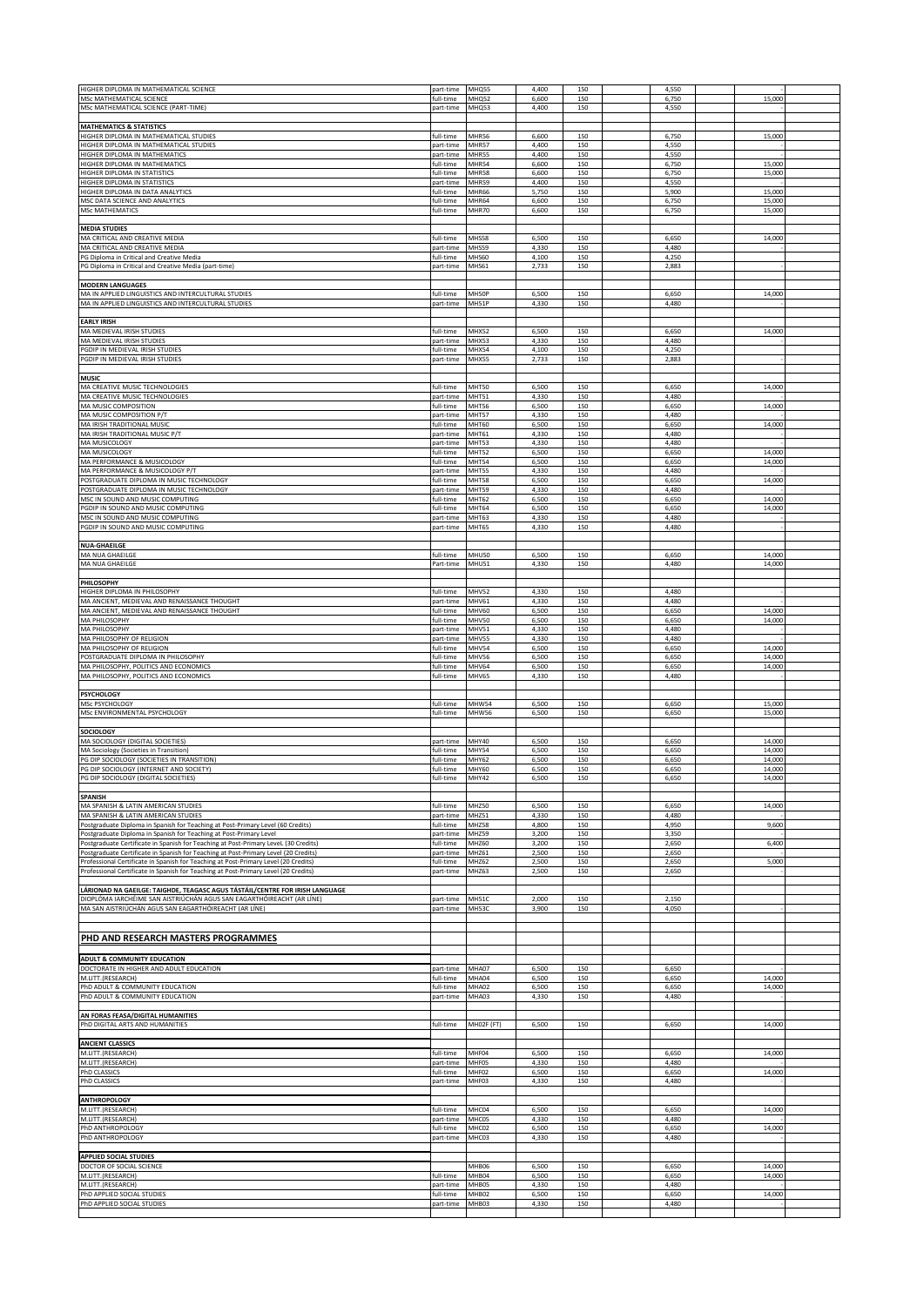| | | | | | | | | |
|---|---|---|---|---|---|---|---|---|
| HIGHER DIPLOMA IN MATHEMATICAL SCIENCE | part-time | MHQ55 | 4,400 | 150 | | 4,550 | | - |
| MSc MATHEMATICAL SCIENCE | full-time | MHQ52 | 6,600 | 150 | | 6,750 | | 15,000 |
| MSc MATHEMATICAL SCIENCE (PART-TIME) | part-time | MHQ53 | 4,400 | 150 | | 4,550 | | - |
| | | | | | | | | |
| **MATHEMATICS & STATISTICS** | | | | | | | | |
| HIGHER DIPLOMA IN MATHEMATICAL STUDIES | full-time | MHR56 | 6,600 | 150 | | 6,750 | | 15,000 |
| HIGHER DIPLOMA IN MATHEMATICAL STUDIES | part-time | MHR57 | 4,400 | 150 | | 4,550 | | - |
| HIGHER DIPLOMA IN MATHEMATICS | part-time | MHR55 | 4,400 | 150 | | 4,550 | | - |
| HIGHER DIPLOMA IN MATHEMATICS | full-time | MHR54 | 6,600 | 150 | | 6,750 | | 15,000 |
| HIGHER DIPLOMA IN STATISTICS | full-time | MHR58 | 6,600 | 150 | | 6,750 | | 15,000 |
| HIGHER DIPLOMA IN STATISTICS | part-time | MHR59 | 4,400 | 150 | | 4,550 | | - |
| HIGHER DIPLOMA IN DATA ANALYTICS | full-time | MHR66 | 5,750 | 150 | | 5,900 | | 15,000 |
| MSC DATA SCIENCE AND ANALYTICS | full-time | MHR64 | 6,600 | 150 | | 6,750 | | 15,000 |
| MSc MATHEMATICS | full-time | MHR70 | 6,600 | 150 | | 6,750 | | 15,000 |
| | | | | | | | | |
| **MEDIA STUDIES** | | | | | | | | |
| MA CRITICAL AND CREATIVE MEDIA | full-time | MHS58 | 6,500 | 150 | | 6,650 | | 14,000 |
| MA CRITICAL AND CREATIVE MEDIA | part-time | MHS59 | 4,330 | 150 | | 4,480 | | - |
| PG Diploma in Critical and Creative Media | full-time | MHS60 | 4,100 | 150 | | 4,250 | | - |
| PG Diploma in Critical and Creative Media (part-time) | part-time | MHS61 | 2,733 | 150 | | 2,883 | | - |
| | | | | | | | | |
| **MODERN LANGUAGES** | | | | | | | | |
| MA IN APPLIED LINGUISTICS AND INTERCULTURAL STUDIES | full-time | MHS0P | 6,500 | 150 | | 6,650 | | 14,000 |
| MA IN APPLIED LINGUISTICS AND INTERCULTURAL STUDIES | part-time | MHS1P | 4,330 | 150 | | 4,480 | | - |
| | | | | | | | | |
| **EARLY IRISH** | | | | | | | | |
| MA MEDIEVAL IRISH STUDIES | full-time | MHX52 | 6,500 | 150 | | 6,650 | | 14,000 |
| MA MEDIEVAL IRISH STUDIES | part-time | MHX53 | 4,330 | 150 | | 4,480 | | - |
| PGDIP IN MEDIEVAL IRISH STUDIES | full-time | MHX54 | 4,100 | 150 | | 4,250 | | - |
| PGDIP IN MEDIEVAL IRISH STUDIES | part-time | MHX55 | 2,733 | 150 | | 2,883 | | - |
| | | | | | | | | |
| **MUSIC** | | | | | | | | |
| MA CREATIVE MUSIC TECHNOLOGIES | full-time | MHT50 | 6,500 | 150 | | 6,650 | | 14,000 |
| MA CREATIVE MUSIC TECHNOLOGIES | part-time | MHT51 | 4,330 | 150 | | 4,480 | | - |
| MA MUSIC COMPOSITION | full-time | MHT56 | 6,500 | 150 | | 6,650 | | 14,000 |
| MA MUSIC COMPOSITION P/T | part-time | MHT57 | 4,330 | 150 | | 4,480 | | - |
| MA IRISH TRADITIONAL MUSIC | full-time | MHT60 | 6,500 | 150 | | 6,650 | | 14,000 |
| MA IRISH TRADITIONAL MUSIC P/T | part-time | MHT61 | 4,330 | 150 | | 4,480 | | - |
| MA MUSICOLOGY | part-time | MHT53 | 4,330 | 150 | | 4,480 | | - |
| MA MUSICOLOGY | full-time | MHT52 | 6,500 | 150 | | 6,650 | | 14,000 |
| MA PERFORMANCE & MUSICOLOGY | full-time | MHT54 | 6,500 | 150 | | 6,650 | | 14,000 |
| MA PERFORMANCE & MUSICOLOGY P/T | part-time | MHT55 | 4,330 | 150 | | 4,480 | | - |
| POSTGRADUATE DIPLOMA IN MUSIC TECHNOLOGY | full-time | MHT58 | 6,500 | 150 | | 6,650 | | 14,000 |
| POSTGRADUATE DIPLOMA IN MUSIC TECHNOLOGY | part-time | MHT59 | 4,330 | 150 | | 4,480 | | - |
| MSC IN SOUND AND MUSIC COMPUTING | full-time | MHT62 | 6,500 | 150 | | 6,650 | | 14,000 |
| PGDIP IN SOUND AND MUSIC COMPUTING | full-time | MHT64 | 6,500 | 150 | | 6,650 | | 14,000 |
| MSC IN SOUND AND MUSIC COMPUTING | part-time | MHT63 | 4,330 | 150 | | 4,480 | | - |
| PGDIP IN SOUND AND MUSIC COMPUTING | part-time | MHT65 | 4,330 | 150 | | 4,480 | | - |
| | | | | | | | | |
| **NUA-GHAEILGE** | | | | | | | | |
| MA NUA GHAEILGE | full-time | MHU50 | 6,500 | 150 | | 6,650 | | 14,000 |
| MA NUA GHAEILGE | Part-time | MHU51 | 4,330 | 150 | | 4,480 | | 14,000 |
| | | | | | | | | |
| **PHILOSOPHY** | | | | | | | | |
| HIGHER DIPLOMA IN PHILOSOPHY | full-time | MHV52 | 4,330 | 150 | | 4,480 | | - |
| MA ANCIENT, MEDIEVAL AND RENAISSANCE THOUGHT | part-time | MHV61 | 4,330 | 150 | | 4,480 | | - |
| MA ANCIENT, MEDIEVAL AND RENAISSANCE THOUGHT | full-time | MHV60 | 6,500 | 150 | | 6,650 | | 14,000 |
| MA PHILOSOPHY | full-time | MHV50 | 6,500 | 150 | | 6,650 | | 14,000 |
| MA PHILOSOPHY | part-time | MHV51 | 4,330 | 150 | | 4,480 | | - |
| MA PHILOSOPHY OF RELIGION | part-time | MHV55 | 4,330 | 150 | | 4,480 | | - |
| MA PHILOSOPHY OF RELIGION | full-time | MHV54 | 6,500 | 150 | | 6,650 | | 14,000 |
| POSTGRADUATE DIPLOMA IN PHILOSOPHY | full-time | MHV56 | 6,500 | 150 | | 6,650 | | 14,000 |
| MA PHILOSOPHY, POLITICS AND ECONOMICS | full-time | MHV64 | 6,500 | 150 | | 6,650 | | 14,000 |
| MA PHILOSOPHY, POLITICS AND ECONOMICS | full-time | MHV65 | 4,330 | 150 | | 4,480 | | - |
| | | | | | | | | |
| **PSYCHOLOGY** | | | | | | | | |
| MSc PSYCHOLOGY | full-time | MHW54 | 6,500 | 150 | | 6,650 | | 15,000 |
| MSc ENVIRONMENTAL PSYCHOLOGY | full-time | MHW56 | 6,500 | 150 | | 6,650 | | 15,000 |
| | | | | | | | | |
| **SOCIOLOGY** | | | | | | | | |
| MA SOCIOLOGY (DIGITAL SOCIETIES) | part-time | MHY40 | 6,500 | 150 | | 6,650 | | 14,000 |
| MA Sociology (Societies in Transition) | full-time | MHY54 | 6,500 | 150 | | 6,650 | | 14,000 |
| PG DIP SOCIOLOGY (SOCIETIES IN TRANSITION) | full-time | MHY62 | 6,500 | 150 | | 6,650 | | 14,000 |
| PG DIP SOCIOLOGY (INTERNET AND SOCIETY) | full-time | MHY60 | 6,500 | 150 | | 6,650 | | 14,000 |
| PG DIP SOCIOLOGY (DIGITAL SOCIETIES) | full-time | MHY42 | 6,500 | 150 | | 6,650 | | 14,000 |
| | | | | | | | | |
| **SPANISH** | | | | | | | | |
| MA SPANISH & LATIN AMERICAN STUDIES | full-time | MHZ50 | 6,500 | 150 | | 6,650 | | 14,000 |
| MA SPANISH & LATIN AMERICAN STUDIES | part-time | MHZ51 | 4,330 | 150 | | 4,480 | | - |
| Postgraduate Diploma in Spanish for Teaching at Post-Primary Level (60 Credits) | full-time | MHZ58 | 4,800 | 150 | | 4,950 | | 9,600 |
| Postgraduate Diploma in Spanish for Teaching at Post-Primary Level | part-time | MHZ59 | 3,200 | 150 | | 3,350 | | - |
| Postgraduate Certificate in Spanish for Teaching at Post-Primary Level. (30 Credits) | full-time | MHZ60 | 3,200 | 150 | | 2,650 | | 6,400 |
| Postgraduate Certificate in Spanish for Teaching at Post-Primary Level (20 Credits) | part-time | MHZ61 | 2,500 | 150 | | 2,650 | | - |
| Professional Certificate in Spanish for Teaching at Post-Primary Level (20 Credits) | full-time | MHZ62 | 2,500 | 150 | | 2,650 | | 5,000 |
| Professional Certificate in Spanish for Teaching at Post-Primary Level (20 Credits) | part-time | MHZ63 | 2,500 | 150 | | 2,650 | | - |
| | | | | | | | | |
| **LÁRIONAD NA GAEILGE: TAIGHDE, TEAGASC AGUS TÁSTÁIL/CENTRE FOR IRISH LANGUAGE** | | | | | | | | |
| DIOPLÓMA IARCHÉIME SAN AISTRIÚCHÁN AGUS SAN EAGARTHÓIREACHT (AR LÍNE) | part-time | MHS1C | 2,000 | 150 | | 2,150 | | - |
| MA SAN AISTRIÚCHÁN AGUS SAN EAGARTHÓIREACHT (AR LÍNE) | part-time | MHS3C | 3,900 | 150 | | 4,050 | | - |
| | | | | | | | | |
| **PHD AND RESEARCH MASTERS PROGRAMMES** | | | | | | | | |
| | | | | | | | | |
| **ADULT & COMMUNITY EDUCATION** | | | | | | | | |
| DOCTORATE IN HIGHER AND ADULT EDUCATION | part-time | MHA07 | 6,500 | 150 | | 6,650 | | - |
| M.LITT.(RESEARCH) | full-time | MHA04 | 6,500 | 150 | | 6,650 | | 14,000 |
| PhD ADULT & COMMUNITY EDUCATION | full-time | MHA02 | 6,500 | 150 | | 6,650 | | 14,000 |
| PhD ADULT & COMMUNITY EDUCATION | part-time | MHA03 | 4,330 | 150 | | 4,480 | | - |
| | | | | | | | | |
| **AN FORAS FEASA/DIGITAL HUMANITIES** | | | | | | | | |
| PhD DIGITAL ARTS AND HUMANITIES | full-time | MH02F (FT) | 6,500 | 150 | | 6,650 | | 14,000 |
| | | | | | | | | |
| **ANCIENT CLASSICS** | | | | | | | | |
| M.LITT.(RESEARCH) | full-time | MHF04 | 6,500 | 150 | | 6,650 | | 14,000 |
| M.LITT.(RESEARCH) | part-time | MHF05 | 4,330 | 150 | | 4,480 | | - |
| PhD CLASSICS | full-time | MHF02 | 6,500 | 150 | | 6,650 | | 14,000 |
| PhD CLASSICS | part-time | MHF03 | 4,330 | 150 | | 4,480 | | - |
| | | | | | | | | |
| **ANTHROPOLOGY** | | | | | | | | |
| M.LITT.(RESEARCH) | full-time | MHC04 | 6,500 | 150 | | 6,650 | | 14,000 |
| M.LITT.(RESEARCH) | part-time | MHC05 | 4,330 | 150 | | 4,480 | | - |
| PhD ANTHROPOLOGY | full-time | MHC02 | 6,500 | 150 | | 6,650 | | 14,000 |
| PhD ANTHROPOLOGY | part-time | MHC03 | 4,330 | 150 | | 4,480 | | - |
| | | | | | | | | |
| **APPLIED SOCIAL STUDIES** | | | | | | | | |
| DOCTOR OF SOCIAL SCIENCE | | MHB06 | 6,500 | 150 | | 6,650 | | 14,000 |
| M.LITT.(RESEARCH) | full-time | MHB04 | 6,500 | 150 | | 6,650 | | 14,000 |
| M.LITT.(RESEARCH) | part-time | MHB05 | 4,330 | 150 | | 4,480 | | - |
| PhD APPLIED SOCIAL STUDIES | full-time | MHB02 | 6,500 | 150 | | 6,650 | | 14,000 |
| PhD APPLIED SOCIAL STUDIES | part-time | MHB03 | 4,330 | 150 | | 4,480 | | - |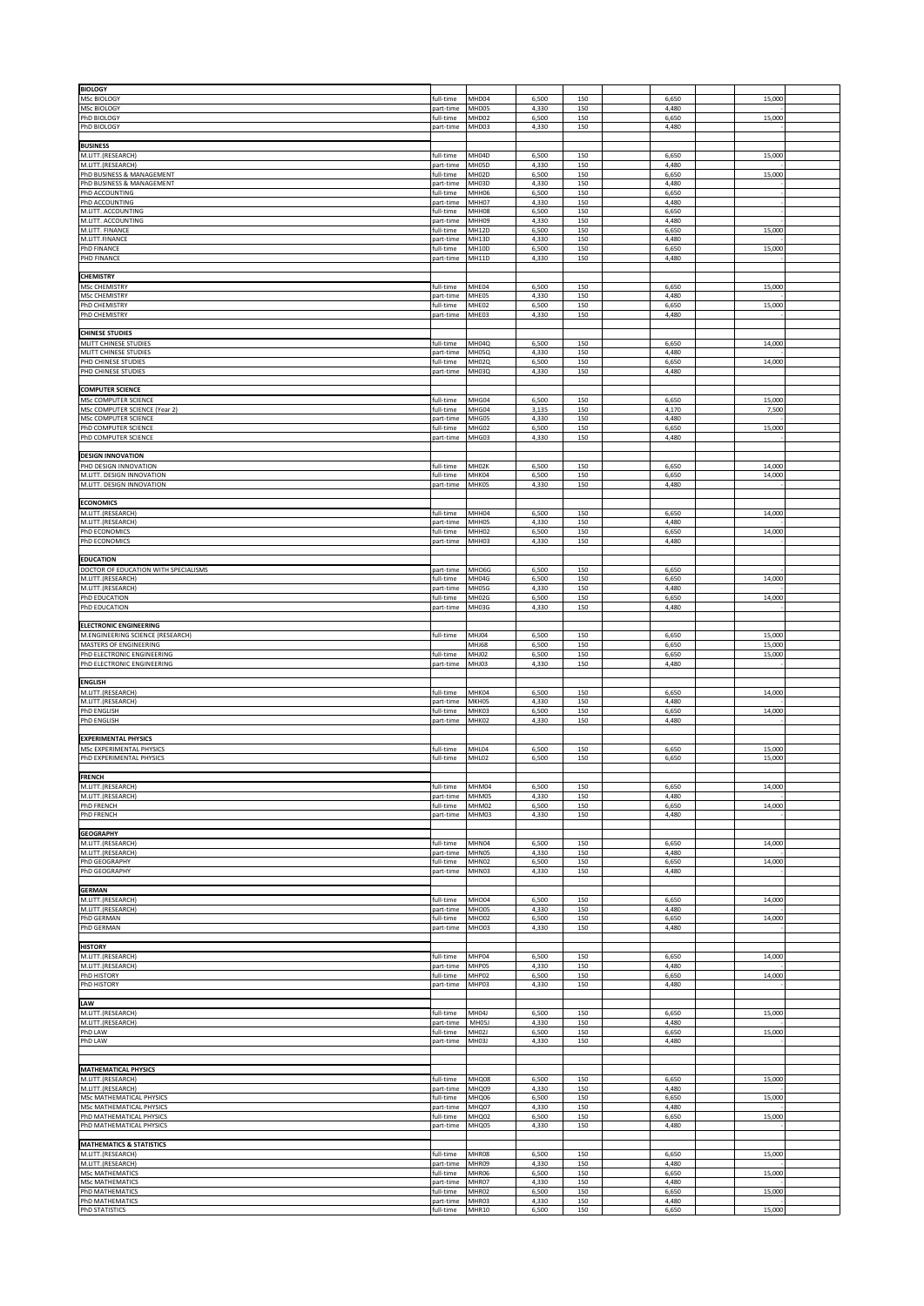| | | | | | | | | |
|---|---|---|---|---|---|---|---|---|
| **BIOLOGY** | | | | | | | | |
| MSc BIOLOGY | full-time | MHD04 | 6,500 | 150 | | 6,650 | | 15,000 |
| MSc BIOLOGY | part-time | MHD05 | 4,330 | 150 | | 4,480 | | |
| PhD BIOLOGY | full-time | MHD02 | 6,500 | 150 | | 6,650 | | 15,000 |
| PhD BIOLOGY | part-time | MHD03 | 4,330 | 150 | | 4,480 | | - |
| | | | | | | | | |
| **BUSINESS** | | | | | | | | |
| M.LITT.(RESEARCH) | full-time | MH04D | 6,500 | 150 | | 6,650 | | 15,000 |
| M.LITT.(RESEARCH) | part-time | MH05D | 4,330 | 150 | | 4,480 | | - |
| PhD BUSINESS & MANAGEMENT | full-time | MH02D | 6,500 | 150 | | 6,650 | | 15,000 |
| PhD BUSINESS & MANAGEMENT | part-time | MH03D | 4,330 | 150 | | 4,480 | | - |
| PhD ACCOUNTING | full-time | MHH06 | 6,500 | 150 | | 6,650 | | - |
| PhD ACCOUNTING | part-time | MHH07 | 4,330 | 150 | | 4,480 | | - |
| M.LITT. ACCOUNTING | full-time | MHH08 | 6,500 | 150 | | 6,650 | | - |
| M.LITT. ACCOUNTING | part-time | MHH09 | 4,330 | 150 | | 4,480 | | - |
| M.LITT. FINANCE | full-time | MH12D | 6,500 | 150 | | 6,650 | | 15,000 |
| M.LITT.FINANCE | part-time | MH13D | 4,330 | 150 | | 4,480 | | - |
| PhD FINANCE | full-time | MH10D | 6,500 | 150 | | 6,650 | | 15,000 |
| PHD FINANCE | part-time | MH11D | 4,330 | 150 | | 4,480 | | - |
| | | | | | | | | |
| **CHEMISTRY** | | | | | | | | |
| MSc CHEMISTRY | full-time | MHE04 | 6,500 | 150 | | 6,650 | | 15,000 |
| MSc CHEMISTRY | part-time | MHE05 | 4,330 | 150 | | 4,480 | | - |
| PhD CHEMISTRY | full-time | MHE02 | 6,500 | 150 | | 6,650 | | 15,000 |
| PhD CHEMISTRY | part-time | MHE03 | 4,330 | 150 | | 4,480 | | - |
| | | | | | | | | |
| **CHINESE STUDIES** | | | | | | | | |
| MLITT CHINESE STUDIES | full-time | MH04Q | 6,500 | 150 | | 6,650 | | 14,000 |
| MLITT CHINESE STUDIES | part-time | MH05Q | 4,330 | 150 | | 4,480 | | - |
| PHD CHINESE STUDIES | full-time | MH02Q | 6,500 | 150 | | 6,650 | | 14,000 |
| PHD CHINESE STUDIES | part-time | MH03Q | 4,330 | 150 | | 4,480 | | - |
| | | | | | | | | |
| **COMPUTER SCIENCE** | | | | | | | | |
| MSc COMPUTER SCIENCE | full-time | MHG04 | 6,500 | 150 | | 6,650 | | 15,000 |
| MSc COMPUTER SCIENCE (Year 2) | full-time | MHG04 | 3,135 | 150 | | 4,170 | | 7,500 |
| MSc COMPUTER SCIENCE | part-time | MHG05 | 4,330 | 150 | | 4,480 | | - |
| PhD COMPUTER SCIENCE | full-time | MHG02 | 6,500 | 150 | | 6,650 | | 15,000 |
| PhD COMPUTER SCIENCE | part-time | MHG03 | 4,330 | 150 | | 4,480 | | - |
| | | | | | | | | |
| **DESIGN INNOVATION** | | | | | | | | |
| PHD DESIGN INNOVATION | full-time | MH02K | 6,500 | 150 | | 6,650 | | 14,000 |
| M.LITT. DESIGN INNOVATION | full-time | MHK04 | 6,500 | 150 | | 6,650 | | 14,000 |
| M.LITT. DESIGN INNOVATION | part-time | MHK05 | 4,330 | 150 | | 4,480 | | - |
| | | | | | | | | |
| **ECONOMICS** | | | | | | | | |
| M.LITT.(RESEARCH) | full-time | MHH04 | 6,500 | 150 | | 6,650 | | 14,000 |
| M.LITT.(RESEARCH) | part-time | MHH05 | 4,330 | 150 | | 4,480 | | - |
| PhD ECONOMICS | full-time | MHH02 | 6,500 | 150 | | 6,650 | | 14,000 |
| PhD ECONOMICS | part-time | MHH03 | 4,330 | 150 | | 4,480 | | - |
| | | | | | | | | |
| **EDUCATION** | | | | | | | | |
| DOCTOR OF EDUCATION WITH SPECIALISMS | part-time | MHO6G | 6,500 | 150 | | 6,650 | | - |
| M.LITT.(RESEARCH) | full-time | MH04G | 6,500 | 150 | | 6,650 | | 14,000 |
| M.LITT.(RESEARCH) | part-time | MH05G | 4,330 | 150 | | 4,480 | | - |
| PhD EDUCATION | full-time | MH02G | 6,500 | 150 | | 6,650 | | 14,000 |
| PhD EDUCATION | part-time | MH03G | 4,330 | 150 | | 4,480 | | - |
| | | | | | | | | |
| **ELECTRONIC ENGINEERING** | | | | | | | | |
| M.ENGINEERING SCIENCE (RESEARCH) | full-time | MHJ04 | 6,500 | 150 | | 6,650 | | 15,000 |
| MASTERS OF ENGINEERING | | MHJ68 | 6,500 | 150 | | 6,650 | | 15,000 |
| PhD ELECTRONIC ENGINEERING | full-time | MHJ02 | 6,500 | 150 | | 6,650 | | 15,000 |
| PhD ELECTRONIC ENGINEERING | part-time | MHJ03 | 4,330 | 150 | | 4,480 | | - |
| | | | | | | | | |
| **ENGLISH** | | | | | | | | |
| M.LITT.(RESEARCH) | full-time | MKH04 | 6,500 | 150 | | 6,650 | | 14,000 |
| M.LITT.(RESEARCH) | part-time | MKH05 | 4,330 | 150 | | 4,480 | | - |
| PhD ENGLISH | full-time | MHK03 | 6,500 | 150 | | 6,650 | | 14,000 |
| PhD ENGLISH | part-time | MHK02 | 4,330 | 150 | | 4,480 | | - |
| | | | | | | | | |
| **EXPERIMENTAL PHYSICS** | | | | | | | | |
| MSc EXPERIMENTAL PHYSICS | full-time | MHL04 | 6,500 | 150 | | 6,650 | | 15,000 |
| PhD EXPERIMENTAL PHYSICS | full-time | MHL02 | 6,500 | 150 | | 6,650 | | 15,000 |
| | | | | | | | | |
| **FRENCH** | | | | | | | | |
| M.LITT.(RESEARCH) | full-time | MHM04 | 6,500 | 150 | | 6,650 | | 14,000 |
| M.LITT.(RESEARCH) | part-time | MHM05 | 4,330 | 150 | | 4,480 | | - |
| PhD FRENCH | full-time | MHM02 | 6,500 | 150 | | 6,650 | | 14,000 |
| PhD FRENCH | part-time | MHM03 | 4,330 | 150 | | 4,480 | | - |
| | | | | | | | | |
| **GEOGRAPHY** | | | | | | | | |
| M.LITT.(RESEARCH) | full-time | MHN04 | 6,500 | 150 | | 6,650 | | 14,000 |
| M.LITT.(RESEARCH) | part-time | MHN05 | 4,330 | 150 | | 4,480 | | - |
| PhD GEOGRAPHY | full-time | MHN02 | 6,500 | 150 | | 6,650 | | 14,000 |
| PhD GEOGRAPHY | part-time | MHN03 | 4,330 | 150 | | 4,480 | | - |
| | | | | | | | | |
| **GERMAN** | | | | | | | | |
| M.LITT.(RESEARCH) | full-time | MHO04 | 6,500 | 150 | | 6,650 | | 14,000 |
| M.LITT.(RESEARCH) | part-time | MHO05 | 4,330 | 150 | | 4,480 | | - |
| PhD GERMAN | full-time | MHO02 | 6,500 | 150 | | 6,650 | | 14,000 |
| PhD GERMAN | part-time | MHO03 | 4,330 | 150 | | 4,480 | | - |
| | | | | | | | | |
| **HISTORY** | | | | | | | | |
| M.LITT.(RESEARCH) | full-time | MHP04 | 6,500 | 150 | | 6,650 | | 14,000 |
| M.LITT.(RESEARCH) | part-time | MHP05 | 4,330 | 150 | | 4,480 | | - |
| PhD HISTORY | full-time | MHP02 | 6,500 | 150 | | 6,650 | | 14,000 |
| PhD HISTORY | part-time | MHP03 | 4,330 | 150 | | 4,480 | | - |
| | | | | | | | | |
| **LAW** | | | | | | | | |
| M.LITT.(RESEARCH) | full-time | MH04J | 6,500 | 150 | | 6,650 | | 15,000 |
| M.LITT.(RESEARCH) | part-time | MH05J | 4,330 | 150 | | 4,480 | | - |
| PhD LAW | full-time | MH02J | 6,500 | 150 | | 6,650 | | 15,000 |
| PhD LAW | part-time | MH03J | 4,330 | 150 | | 4,480 | | - |
| | | | | | | | | |
| **MATHEMATICAL PHYSICS** | | | | | | | | |
| M.LITT.(RESEARCH) | full-time | MHQ08 | 6,500 | 150 | | 6,650 | | 15,000 |
| M.LITT.(RESEARCH) | part-time | MHQ09 | 4,330 | 150 | | 4,480 | | - |
| MSc MATHEMATICAL PHYSICS | full-time | MHQ06 | 6,500 | 150 | | 6,650 | | 15,000 |
| MSc MATHEMATICAL PHYSICS | part-time | MHQ07 | 4,330 | 150 | | 4,480 | | - |
| PhD MATHEMATICAL PHYSICS | full-time | MHQ02 | 6,500 | 150 | | 6,650 | | 15,000 |
| PhD MATHEMATICAL PHYSICS | part-time | MHQ05 | 4,330 | 150 | | 4,480 | | - |
| | | | | | | | | |
| **MATHEMATICS & STATISTICS** | | | | | | | | |
| M.LITT.(RESEARCH) | full-time | MHR08 | 6,500 | 150 | | 6,650 | | 15,000 |
| M.LITT.(RESEARCH) | part-time | MHR09 | 4,330 | 150 | | 4,480 | | - |
| MSc MATHEMATICS | full-time | MHR06 | 6,500 | 150 | | 6,650 | | 15,000 |
| MSc MATHEMATICS | part-time | MHR07 | 4,330 | 150 | | 4,480 | | - |
| PhD MATHEMATICS | full-time | MHR02 | 6,500 | 150 | | 6,650 | | 15,000 |
| PhD MATHEMATICS | part-time | MHR03 | 4,330 | 150 | | 4,480 | | - |
| PhD STATISTICS | full-time | MHR10 | 6,500 | 150 | | 6,650 | | 15,000 |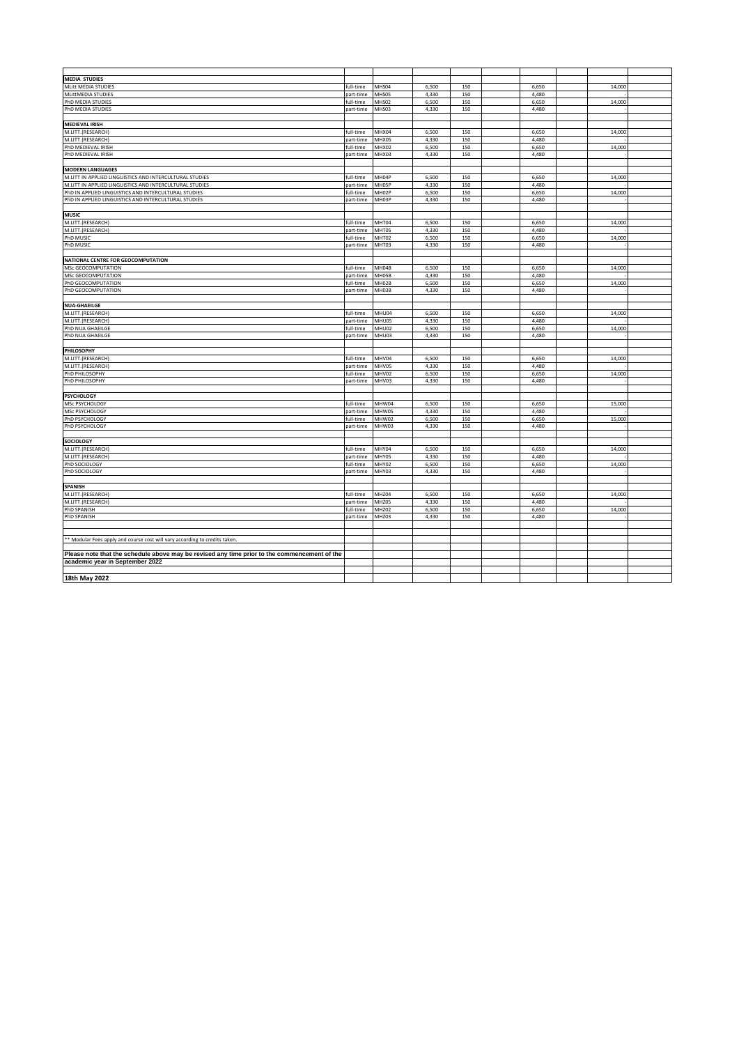| | | | | | | | | | |
|---|---|---|---|---|---|---|---|---|---|
| **MEDIA STUDIES** | | | | | | | | | |
| MLitt MEDIA STUDIES | full-time | MHS04 | 6,500 | 150 | | 6,650 | | 14,000 | |
| MLittMEDIA STUDIES | part-time | MHS05 | 4,330 | 150 | | 4,480 | | - | |
| PhD MEDIA STUDIES | full-time | MHS02 | 6,500 | 150 | | 6,650 | | 14,000 | |
| PhD MEDIA STUDIES | part-time | MHS03 | 4,330 | 150 | | 4,480 | | - | |
| | | | | | | | | | |
| **MEDIEVAL IRISH** | | | | | | | | | |
| M.LITT.(RESEARCH) | full-time | MHX04 | 6,500 | 150 | | 6,650 | | 14,000 | |
| M.LITT.(RESEARCH) | part-time | MHX05 | 4,330 | 150 | | 4,480 | | - | |
| PhD MEDIEVAL IRISH | full-time | MHX02 | 6,500 | 150 | | 6,650 | | 14,000 | |
| PhD MEDIEVAL IRISH | part-time | MHX03 | 4,330 | 150 | | 4,480 | | - | |
| | | | | | | | | | |
| **MODERN LANGUAGES** | | | | | | | | | |
| M.LITT IN APPLIED LINGUISTICS AND INTERCULTURAL STUDIES | full-time | MH04P | 6,500 | 150 | | 6,650 | | 14,000 | |
| M.LITT IN APPLIED LINGUISTICS AND INTERCULTURAL STUDIES | part-time | MH05P | 4,330 | 150 | | 4,480 | | - | |
| PhD IN APPLIED LINGUISTICS AND INTERCULTURAL STUDIES | full-time | MH02P | 6,500 | 150 | | 6,650 | | 14,000 | |
| PhD IN APPLIED LINGUISTICS AND INTERCULTURAL STUDIES | part-time | MH03P | 4,330 | 150 | | 4,480 | | - | |
| | | | | | | | | | |
| **MUSIC** | | | | | | | | | |
| M.LITT.(RESEARCH) | full-time | MHT04 | 6,500 | 150 | | 6,650 | | 14,000 | |
| M.LITT.(RESEARCH) | part-time | MHT05 | 4,330 | 150 | | 4,480 | | - | |
| PhD MUSIC | full-time | MHT02 | 6,500 | 150 | | 6,650 | | 14,000 | |
| PhD MUSIC | part-time | MHT03 | 4,330 | 150 | | 4,480 | | - | |
| | | | | | | | | | |
| **NATIONAL CENTRE FOR GEOCOMPUTATION** | | | | | | | | | |
| MSc GEOCOMPUTATION | full-time | MH04B | 6,500 | 150 | | 6,650 | | 14,000 | |
| MSc GEOCOMPUTATION | part-time | MH05B | 4,330 | 150 | | 4,480 | | - | |
| PhD GEOCOMPUTATION | full-time | MH02B | 6,500 | 150 | | 6,650 | | 14,000 | |
| PhD GEOCOMPUTATION | part-time | MH03B | 4,330 | 150 | | 4,480 | | - | |
| | | | | | | | | | |
| **NUA-GHAEILGE** | | | | | | | | | |
| M.LITT.(RESEARCH) | full-time | MHU04 | 6,500 | 150 | | 6,650 | | 14,000 | |
| M.LITT.(RESEARCH) | part-time | MHU05 | 4,330 | 150 | | 4,480 | | - | |
| PhD NUA GHAEILGE | full-time | MHU02 | 6,500 | 150 | | 6,650 | | 14,000 | |
| PhD NUA GHAEILGE | part-time | MHU03 | 4,330 | 150 | | 4,480 | | - | |
| | | | | | | | | | |
| **PHILOSOPHY** | | | | | | | | | |
| M.LITT.(RESEARCH) | full-time | MHV04 | 6,500 | 150 | | 6,650 | | 14,000 | |
| M.LITT.(RESEARCH) | part-time | MHV05 | 4,330 | 150 | | 4,480 | | - | |
| PhD PHILOSOPHY | full-time | MHV02 | 6,500 | 150 | | 6,650 | | 14,000 | |
| PhD PHILOSOPHY | part-time | MHV03 | 4,330 | 150 | | 4,480 | | - | |
| | | | | | | | | | |
| **PSYCHOLOGY** | | | | | | | | | |
| MSc PSYCHOLOGY | full-time | MHW04 | 6,500 | 150 | | 6,650 | | 15,000 | |
| MSc PSYCHOLOGY | part-time | MHW05 | 4,330 | 150 | | 4,480 | | - | |
| PhD PSYCHOLOGY | full-time | MHW02 | 6,500 | 150 | | 6,650 | | 15,000 | |
| PhD PSYCHOLOGY | part-time | MHW03 | 4,330 | 150 | | 4,480 | | - | |
| | | | | | | | | | |
| **SOCIOLOGY** | | | | | | | | | |
| M.LITT.(RESEARCH) | full-time | MHY04 | 6,500 | 150 | | 6,650 | | 14,000 | |
| M.LITT.(RESEARCH) | part-time | MHY05 | 4,330 | 150 | | 4,480 | | - | |
| PhD SOCIOLOGY | full-time | MHY02 | 6,500 | 150 | | 6,650 | | 14,000 | |
| PhD SOCIOLOGY | part-time | MHY03 | 4,330 | 150 | | 4,480 | | - | |
| | | | | | | | | | |
| **SPANISH** | | | | | | | | | |
| M.LITT.(RESEARCH) | full-time | MHZ04 | 6,500 | 150 | | 6,650 | | 14,000 | |
| M.LITT.(RESEARCH) | part-time | MHZ05 | 4,330 | 150 | | 4,480 | | - | |
| PhD SPANISH | full-time | MHZ02 | 6,500 | 150 | | 6,650 | | 14,000 | |
| PhD SPANISH | part-time | MHZ03 | 4,330 | 150 | | 4,480 | | - | |

** Modular Fees apply and course cost will vary according to credits taken.

**Please note that the schedule above may be revised any time prior to the commencement of the academic year in September 2022**

**18th May 2022**